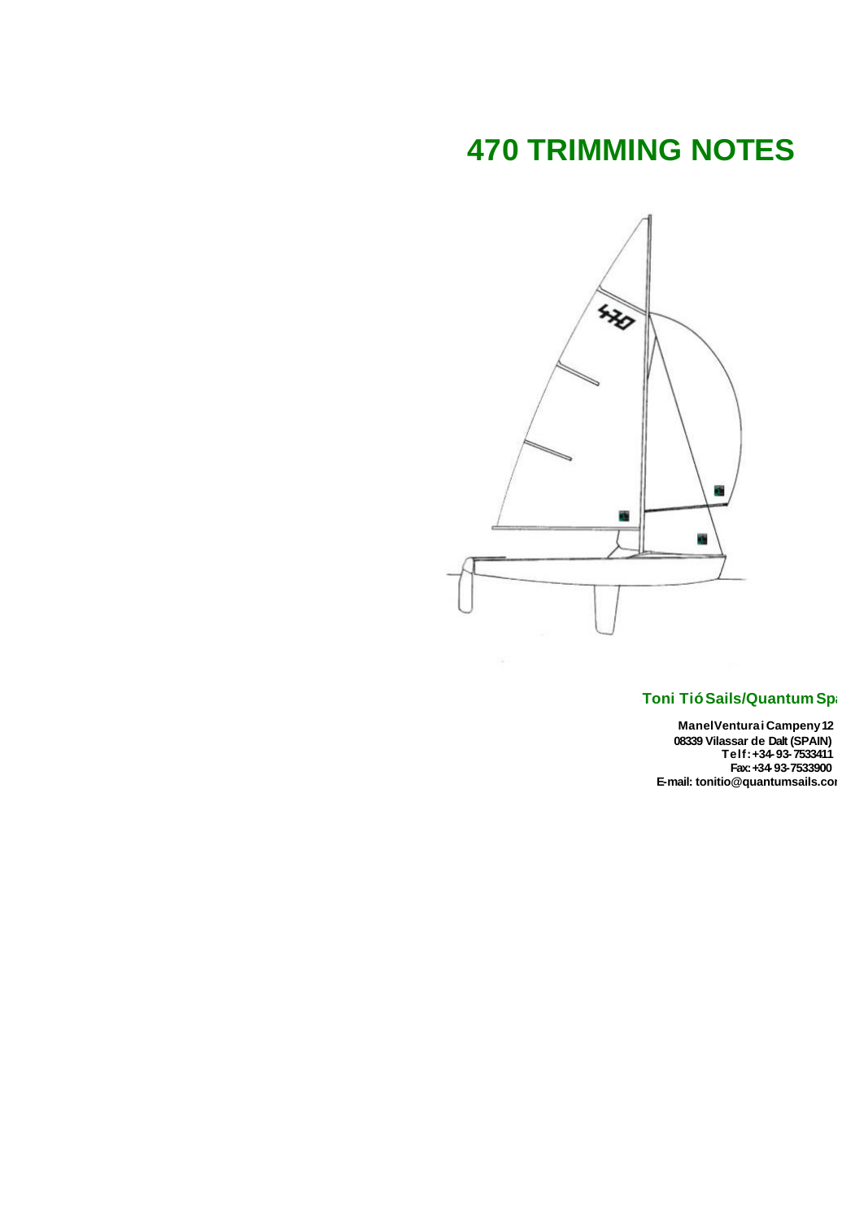# 470 TRIMMING NOTES

**Toni Tió Sails/Quantum Spa**

**Manel Ventura i Campeny 12**
**08339 Vilassar de Dalt (SPAIN)**
**Telf: +34-93-7533411**
**Fax: +34-93-7533900**
**E-mail: tonitio@quantumsails.com**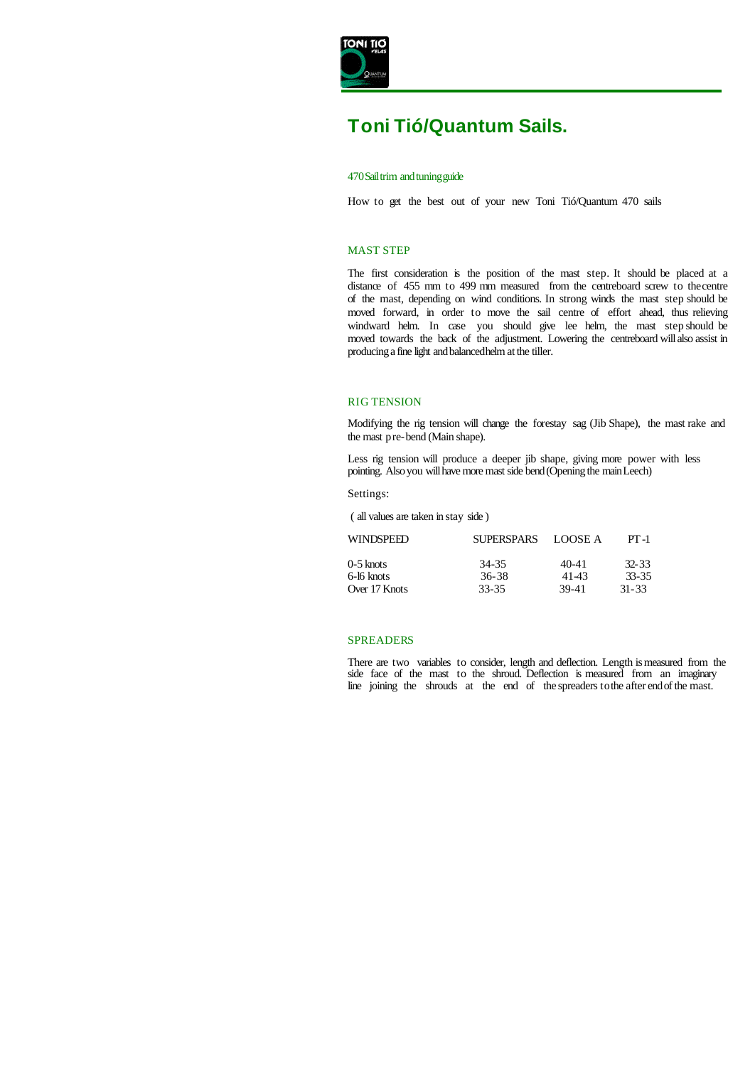# Toni Tió/Quantum Sails.

470 Sail trim and tuning guide

How to get the best out of your new Toni Tió/Quantum 470 sails

## MAST STEP

The first consideration is the position of the mast step. It should be placed at a distance of 455 mm to 499 mm measured from the centreboard screw to the centre of the mast, depending on wind conditions. In strong winds the mast step should be moved forward, in order to move the sail centre of effort ahead, thus relieving windward helm. In case you should give lee helm, the mast step should be moved towards the back of the adjustment. Lowering the centreboard will also assist in producing a fine light and balanced helm at the tiller.

## RIG TENSION

Modifying the rig tension will change the forestay sag (Jib Shape), the mast rake and the mast pre-bend (Main shape).

Less rig tension will produce a deeper jib shape, giving more power with less pointing. Also you will have more mast side bend (Opening the main Leech)

Settings:

( all values are taken in stay side )

| WINDSPEED | SUPERSPARS | LOOSE A | PT-1 |
|---|---|---|---|
| 0-5 knots | 34-35 | 40-41 | 32-33 |
| 6-l6 knots | 36-38 | 41-43 | 33-35 |
| Over 17 Knots | 33-35 | 39-41 | 31-33 |

## SPREADERS

There are two variables to consider, length and deflection. Length is measured from the side face of the mast to the shroud. Deflection is measured from an imaginary line joining the shrouds at the end of the spreaders to the after end of the mast.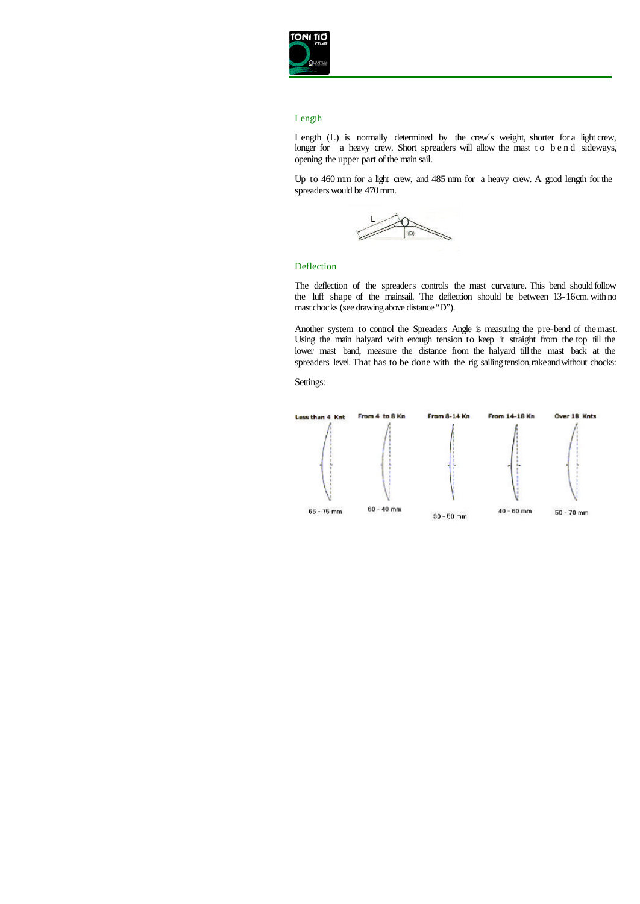## Length

Length (L) is normally determined by the crew´s weight, shorter for a light crew, longer for a heavy crew. Short spreaders will allow the mast to bend sideways, opening the upper part of the main sail.

Up to 460 mm for a light crew, and 485 mm for a heavy crew. A good length for the spreaders would be 470 mm.

## Deflection

The deflection of the spreaders controls the mast curvature. This bend should follow the luff shape of the mainsail. The deflection should be between 13-16cm. with no mast chocks (see drawing above distance "D").

Another system to control the Spreaders Angle is measuring the pre-bend of the mast. Using the main halyard with enough tension to keep it straight from the top till the lower mast band, measure the distance from the halyard till the mast back at the spreaders level. That has to be done with the rig sailing tension, rake and without chocks:

Settings:

| Less than 4 Knt | From 4 to 8 Kn | From 8-14 Kn | From 14-18 Kn | Over 18 Knts |
|---|---|---|---|---|
| 65 - 75 mm | 60 - 40 mm | 30 - 50 mm | 40 - 60 mm | 50 - 70 mm |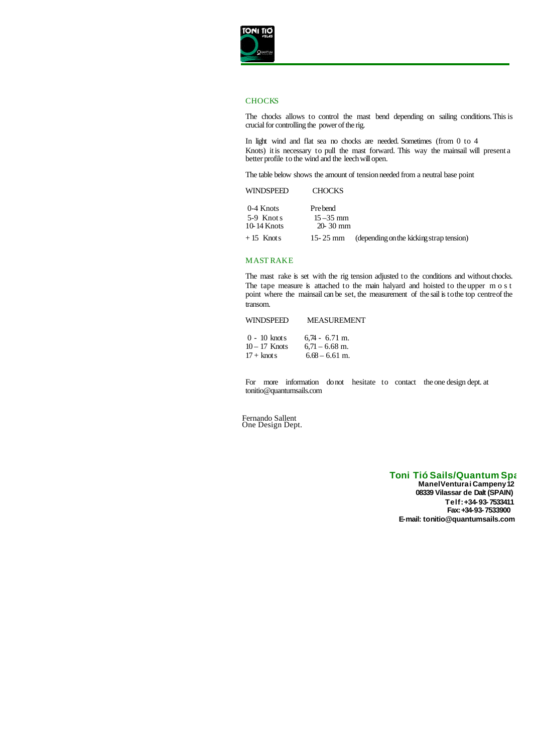## CHOCKS

The chocks allows to control the mast bend depending on sailing conditions. This is crucial for controlling the power of the rig.

In light wind and flat sea no chocks are needed. Sometimes (from 0 to 4 Knots) it is necessary to pull the mast forward. This way the mainsail will present a better profile to the wind and the leech will open.

The table below shows the amount of tension needed from a neutral base point

| WINDSPEED | CHOCKS | |
|---|---|---|
| 0-4 Knots | Pre bend | |
| 5-9 Knots | 15 – 35 mm | |
| 10-14 Knots | 20- 30 mm | |
| + 15 Knots | 15- 25 mm | (depending on the kicking strap tension) |

## MAST RAKE

The mast rake is set with the rig tension adjusted to the conditions and without chocks. The tape measure is attached to the main halyard and hoisted to the upper most point where the mainsail can be set, the measurement of the sail is to the top centre of the transom.

| WINDSPEED | MEASUREMENT |
|---|---|
| 0 - 10 knots | 6,74 - 6.71 m. |
| 10 – 17 Knots | 6,71 – 6.68 m. |
| 17 + knots | 6.68 – 6.61 m. |

For more information do not hesitate to contact the one design dept. at tonitio@quantumsails.com

Fernando Sallent
One Design Dept.

**Toni Tió Sails/Quantum Spa**
**Manel Ventura i Campeny 12**
**08339 Vilassar de Dalt (SPAIN)**
**Telf: +34-93-7533411**
**Fax: +34-93-7533900**
**E-mail: tonitio@quantumsails.com**